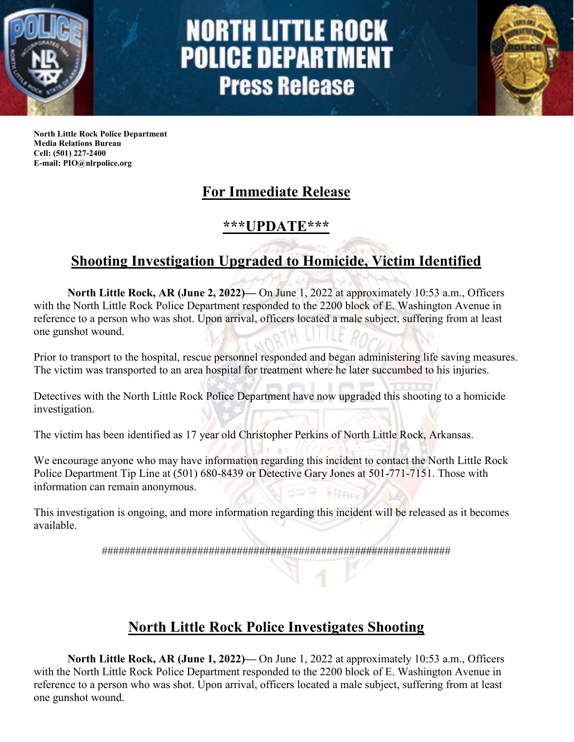# NORTH LITTLE ROCK POLICE DEPARTMENT
## Press Release

**North Little Rock Police Department**
**Media Relations Bureau**
**Cell: (501) 227-2400**
**E-mail: PIO@nlrpolice.org**

## For Immediate Release

## ***UPDATE***

## Shooting Investigation Upgraded to Homicide, Victim Identified

**North Little Rock, AR (June 2, 2022)—** On June 1, 2022 at approximately 10:53 a.m., Officers with the North Little Rock Police Department responded to the 2200 block of E. Washington Avenue in reference to a person who was shot. Upon arrival, officers located a male subject, suffering from at least one gunshot wound.

Prior to transport to the hospital, rescue personnel responded and began administering life saving measures. The victim was transported to an area hospital for treatment where he later succumbed to his injuries.

Detectives with the North Little Rock Police Department have now upgraded this shooting to a homicide investigation.

The victim has been identified as 17 year old Christopher Perkins of North Little Rock, Arkansas.

We encourage anyone who may have information regarding this incident to contact the North Little Rock Police Department Tip Line at (501) 680-8439 or Detective Gary Jones at 501-771-7151. Those with information can remain anonymous.

This investigation is ongoing, and more information regarding this incident will be released as it becomes available.

##################################################################

## North Little Rock Police Investigates Shooting

**North Little Rock, AR (June 1, 2022)—** On June 1, 2022 at approximately 10:53 a.m., Officers with the North Little Rock Police Department responded to the 2200 block of E. Washington Avenue in reference to a person who was shot. Upon arrival, officers located a male subject, suffering from at least one gunshot wound.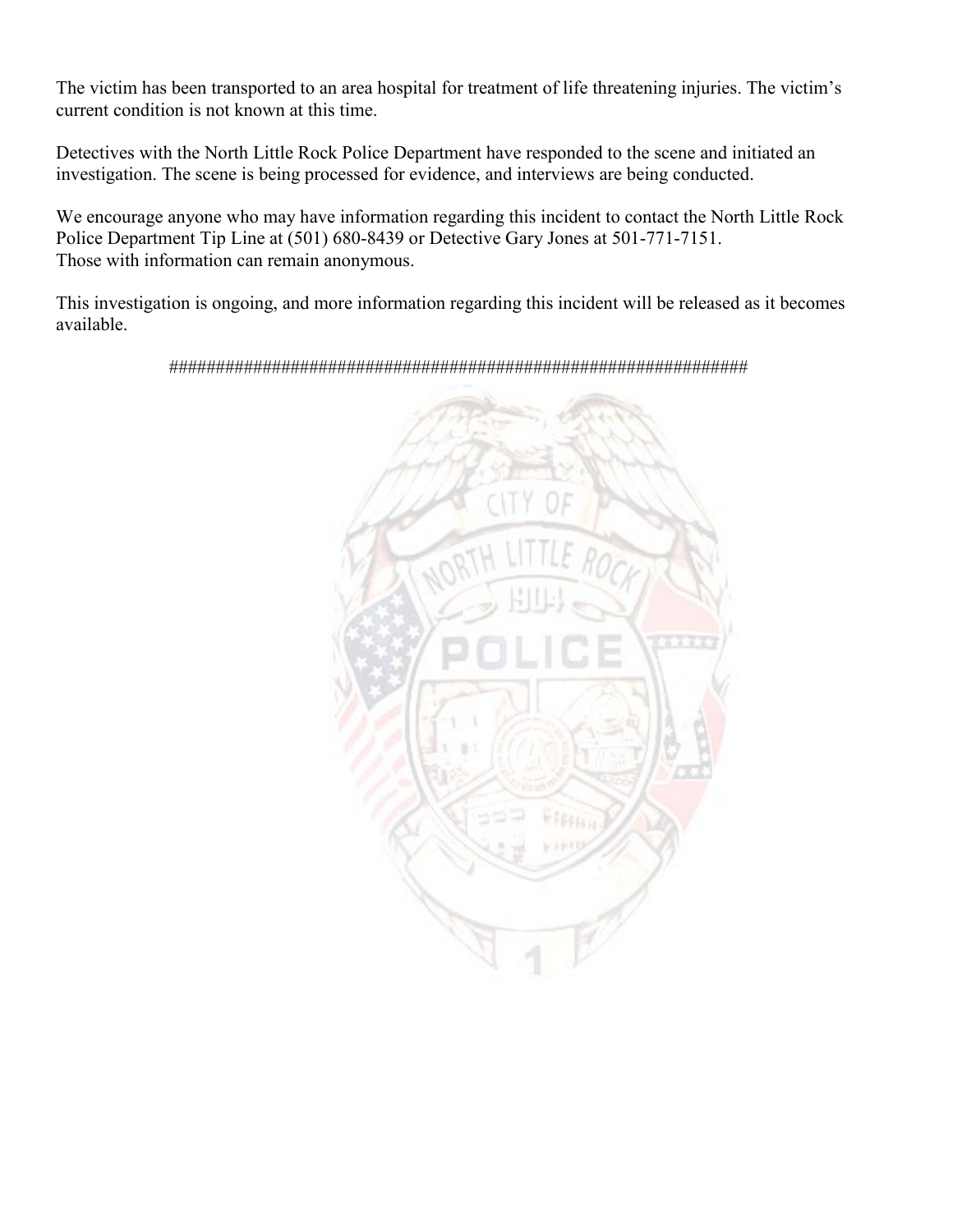The victim has been transported to an area hospital for treatment of life threatening injuries. The victim's current condition is not known at this time.

Detectives with the North Little Rock Police Department have responded to the scene and initiated an investigation. The scene is being processed for evidence, and interviews are being conducted.

We encourage anyone who may have information regarding this incident to contact the North Little Rock Police Department Tip Line at (501) 680-8439 or Detective Gary Jones at 501-771-7151.
Those with information can remain anonymous.

This investigation is ongoing, and more information regarding this incident will be released as it becomes available.

##################################################################